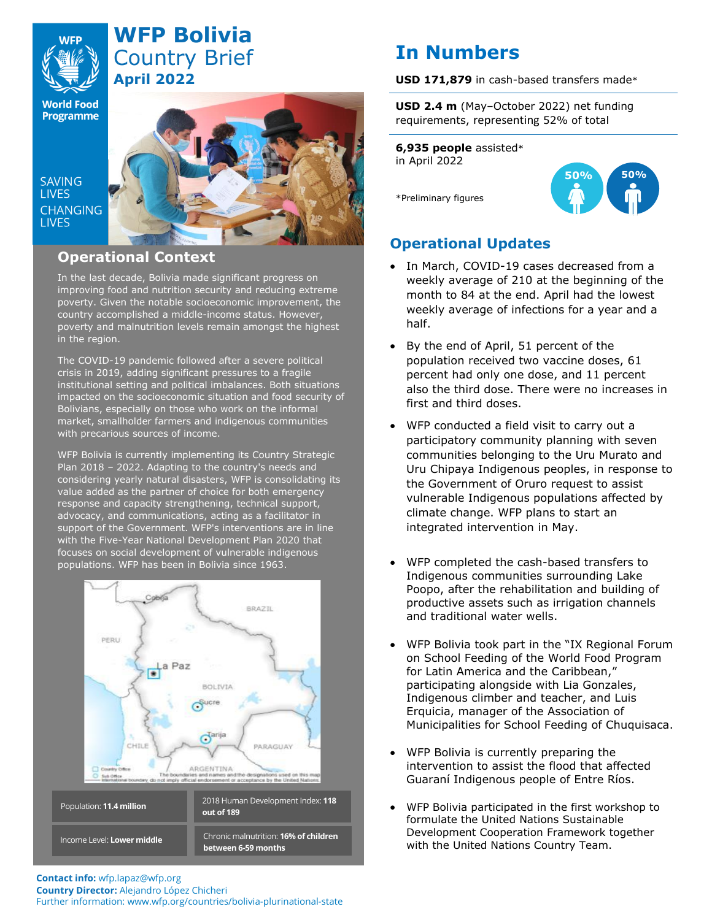# WFP Bolivia Country Brief
## April 2022

SAVING LIVES CHANGING LIVES

## Operational Context

In the last decade, Bolivia made significant progress on improving food and nutrition security and reducing extreme poverty. Given the notable socioeconomic improvement, the country accomplished a middle-income status. However, poverty and malnutrition levels remain amongst the highest in the region.

The COVID-19 pandemic followed after a severe political crisis in 2019, adding significant pressures to a fragile institutional setting and political imbalances. Both situations impacted on the socioeconomic situation and food security of Bolivians, especially on those who work on the informal market, smallholder farmers and indigenous communities with precarious sources of income.

WFP Bolivia is currently implementing its Country Strategic Plan 2018 – 2022. Adapting to the country's needs and considering yearly natural disasters, WFP is consolidating its value added as the partner of choice for both emergency response and capacity strengthening, technical support, advocacy, and communications, acting as a facilitator in support of the Government. WFP's interventions are in line with the Five-Year National Development Plan 2020 that focuses on social development of vulnerable indigenous populations. WFP has been in Bolivia since 1963.

| Population: **11.4 million** | 2018 Human Development Index: **118 out of 189** |
|---|---|
| Income Level: **Lower middle** | Chronic malnutrition: **16% of children between 6-59 months** |

**Contact info:** wfp.lapaz@wfp.org
**Country Director:** Alejandro López Chicheri
Further information: www.wfp.org/countries/bolivia-plurinational-state

## In Numbers

**USD 171,879** in cash-based transfers made*

**USD 2.4 m** (May–October 2022) net funding requirements, representing 52% of total

**6,935 people** assisted* in April 2022

50% 50%

*Preliminary figures

## Operational Updates

- In March, COVID-19 cases decreased from a weekly average of 210 at the beginning of the month to 84 at the end. April had the lowest weekly average of infections for a year and a half.
- By the end of April, 51 percent of the population received two vaccine doses, 61 percent had only one dose, and 11 percent also the third dose. There were no increases in first and third doses.
- WFP conducted a field visit to carry out a participatory community planning with seven communities belonging to the Uru Murato and Uru Chipaya Indigenous peoples, in response to the Government of Oruro request to assist vulnerable Indigenous populations affected by climate change. WFP plans to start an integrated intervention in May.
- WFP completed the cash-based transfers to Indigenous communities surrounding Lake Poopo, after the rehabilitation and building of productive assets such as irrigation channels and traditional water wells.
- WFP Bolivia took part in the "IX Regional Forum on School Feeding of the World Food Program for Latin America and the Caribbean," participating alongside with Lia Gonzales, Indigenous climber and teacher, and Luis Erquicia, manager of the Association of Municipalities for School Feeding of Chuquisaca.
- WFP Bolivia is currently preparing the intervention to assist the flood that affected Guaraní Indigenous people of Entre Ríos.
- WFP Bolivia participated in the first workshop to formulate the United Nations Sustainable Development Cooperation Framework together with the United Nations Country Team.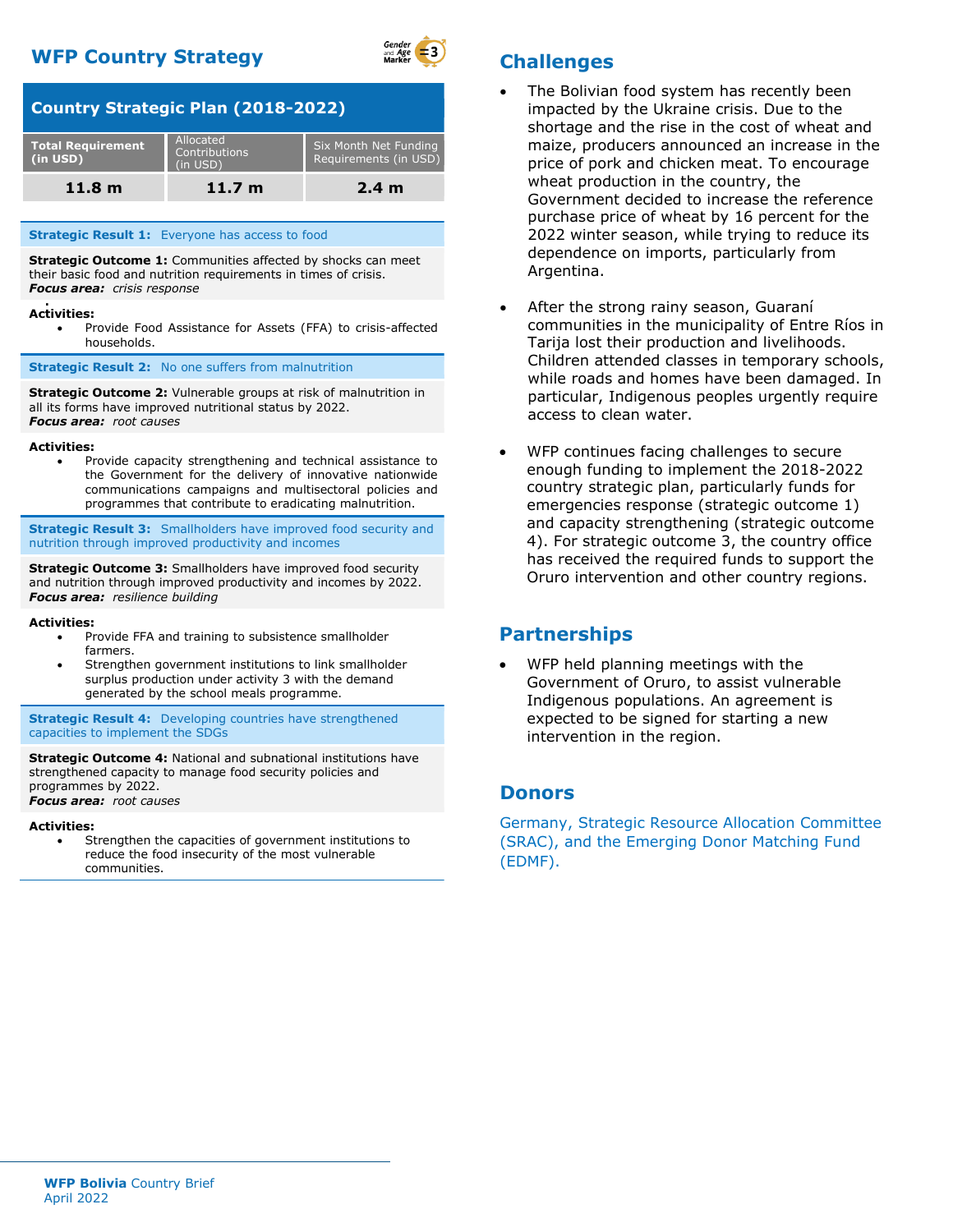## WFP Country Strategy

Gender and Age Marker 3

### Country Strategic Plan (2018-2022)

| Total Requirement (in USD) | Allocated Contributions (in USD) | Six Month Net Funding Requirements (in USD) |
|---|---|---|
| 11.8 m | 11.7 m | 2.4 m |

**Strategic Result 1:** Everyone has access to food

**Strategic Outcome 1:** Communities affected by shocks can meet their basic food and nutrition requirements in times of crisis.
***Focus area:*** *crisis response*

**Activities:**

- Provide Food Assistance for Assets (FFA) to crisis-affected households.

**Strategic Result 2:** No one suffers from malnutrition

**Strategic Outcome 2:** Vulnerable groups at risk of malnutrition in all its forms have improved nutritional status by 2022.
***Focus area:*** *root causes*

**Activities:**

- Provide capacity strengthening and technical assistance to the Government for the delivery of innovative nationwide communications campaigns and multisectoral policies and programmes that contribute to eradicating malnutrition.

**Strategic Result 3:** Smallholders have improved food security and nutrition through improved productivity and incomes

**Strategic Outcome 3:** Smallholders have improved food security and nutrition through improved productivity and incomes by 2022.
***Focus area:*** *resilience building*

**Activities:**

- Provide FFA and training to subsistence smallholder farmers.
- Strengthen government institutions to link smallholder surplus production under activity 3 with the demand generated by the school meals programme.

**Strategic Result 4:** Developing countries have strengthened capacities to implement the SDGs

**Strategic Outcome 4:** National and subnational institutions have strengthened capacity to manage food security policies and programmes by 2022.
***Focus area:*** *root causes*

**Activities:**

- Strengthen the capacities of government institutions to reduce the food insecurity of the most vulnerable communities.

## Challenges

- The Bolivian food system has recently been impacted by the Ukraine crisis. Due to the shortage and the rise in the cost of wheat and maize, producers announced an increase in the price of pork and chicken meat. To encourage wheat production in the country, the Government decided to increase the reference purchase price of wheat by 16 percent for the 2022 winter season, while trying to reduce its dependence on imports, particularly from Argentina.
- After the strong rainy season, Guaraní communities in the municipality of Entre Ríos in Tarija lost their production and livelihoods. Children attended classes in temporary schools, while roads and homes have been damaged. In particular, Indigenous peoples urgently require access to clean water.
- WFP continues facing challenges to secure enough funding to implement the 2018-2022 country strategic plan, particularly funds for emergencies response (strategic outcome 1) and capacity strengthening (strategic outcome 4). For strategic outcome 3, the country office has received the required funds to support the Oruro intervention and other country regions.

## Partnerships

- WFP held planning meetings with the Government of Oruro, to assist vulnerable Indigenous populations. An agreement is expected to be signed for starting a new intervention in the region.

## Donors

Germany, Strategic Resource Allocation Committee (SRAC), and the Emerging Donor Matching Fund (EDMF).